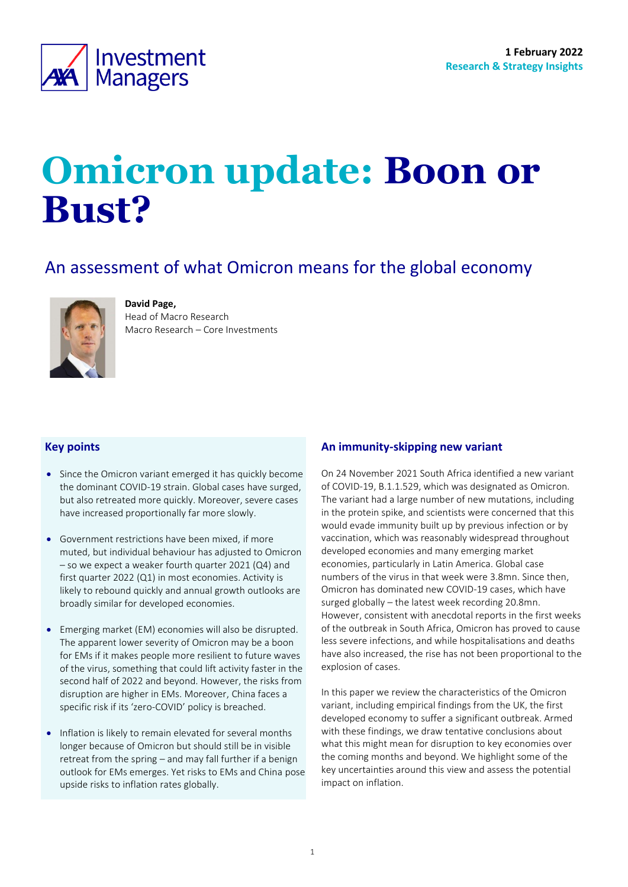1 February 2022
**Research & Strategy Insights**

# Omicron update: Boon or Bust?

## An assessment of what Omicron means for the global economy

**David Page,**
Head of Macro Research
Macro Research – Core Investments

### Key points

- Since the Omicron variant emerged it has quickly become the dominant COVID-19 strain. Global cases have surged, but also retreated more quickly. Moreover, severe cases have increased proportionally far more slowly.
- Government restrictions have been mixed, if more muted, but individual behaviour has adjusted to Omicron – so we expect a weaker fourth quarter 2021 (Q4) and first quarter 2022 (Q1) in most economies. Activity is likely to rebound quickly and annual growth outlooks are broadly similar for developed economies.
- Emerging market (EM) economies will also be disrupted. The apparent lower severity of Omicron may be a boon for EMs if it makes people more resilient to future waves of the virus, something that could lift activity faster in the second half of 2022 and beyond. However, the risks from disruption are higher in EMs. Moreover, China faces a specific risk if its 'zero-COVID' policy is breached.
- Inflation is likely to remain elevated for several months longer because of Omicron but should still be in visible retreat from the spring – and may fall further if a benign outlook for EMs emerges. Yet risks to EMs and China pose upside risks to inflation rates globally.

### An immunity-skipping new variant

On 24 November 2021 South Africa identified a new variant of COVID-19, B.1.1.529, which was designated as Omicron. The variant had a large number of new mutations, including in the protein spike, and scientists were concerned that this would evade immunity built up by previous infection or by vaccination, which was reasonably widespread throughout developed economies and many emerging market economies, particularly in Latin America. Global case numbers of the virus in that week were 3.8mn. Since then, Omicron has dominated new COVID-19 cases, which have surged globally – the latest week recording 20.8mn. However, consistent with anecdotal reports in the first weeks of the outbreak in South Africa, Omicron has proved to cause less severe infections, and while hospitalisations and deaths have also increased, the rise has not been proportional to the explosion of cases.

In this paper we review the characteristics of the Omicron variant, including empirical findings from the UK, the first developed economy to suffer a significant outbreak. Armed with these findings, we draw tentative conclusions about what this might mean for disruption to key economies over the coming months and beyond. We highlight some of the key uncertainties around this view and assess the potential impact on inflation.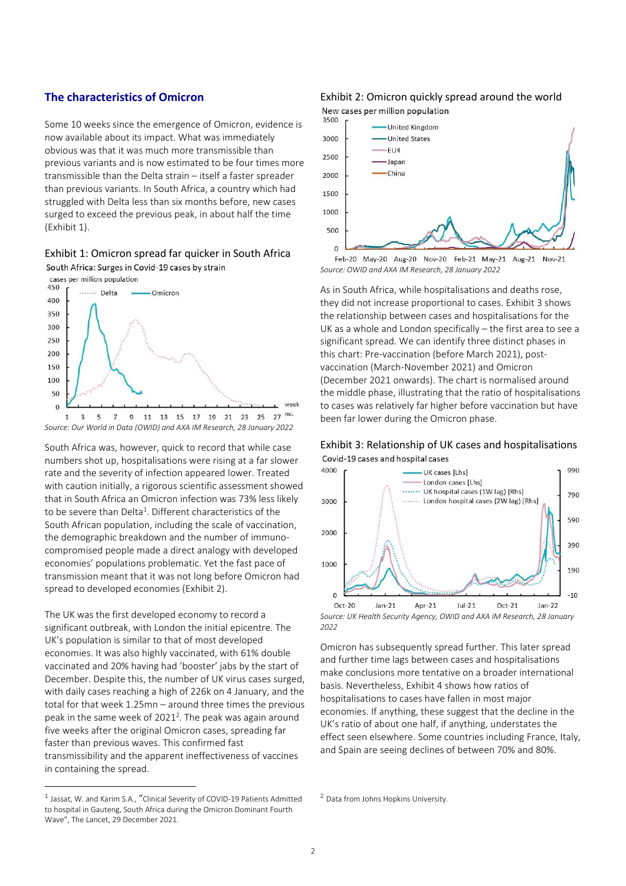## The characteristics of Omicron

Some 10 weeks since the emergence of Omicron, evidence is now available about its impact. What was immediately obvious was that it was much more transmissible than previous variants and is now estimated to be four times more transmissible than the Delta strain – itself a faster spreader than previous variants. In South Africa, a country which had struggled with Delta less than six months before, new cases surged to exceed the previous peak, in about half the time (Exhibit 1).

Exhibit 1: Omicron spread far quicker in South Africa

South Africa: Surges in Covid-19 cases by strain

*Source: Our World in Data (OWID) and AXA IM Research, 28 January 2022*

South Africa was, however, quick to record that while case numbers shot up, hospitalisations were rising at a far slower rate and the severity of infection appeared lower. Treated with caution initially, a rigorous scientific assessment showed that in South Africa an Omicron infection was 73% less likely to be severe than Delta[1]. Different characteristics of the South African population, including the scale of vaccination, the demographic breakdown and the number of immuno-compromised people made a direct analogy with developed economies' populations problematic. Yet the fast pace of transmission meant that it was not long before Omicron had spread to developed economies (Exhibit 2).

The UK was the first developed economy to record a significant outbreak, with London the initial epicentre. The UK's population is similar to that of most developed economies. It was also highly vaccinated, with 61% double vaccinated and 20% having had 'booster' jabs by the start of December. Despite this, the number of UK virus cases surged, with daily cases reaching a high of 226k on 4 January, and the total for that week 1.25mn – around three times the previous peak in the same week of 2021[2]. The peak was again around five weeks after the original Omicron cases, spreading far faster than previous waves. This confirmed fast transmissibility and the apparent ineffectiveness of vaccines in containing the spread.

Exhibit 2: Omicron quickly spread around the world

New cases per million population

*Source: OWID and AXA IM Research, 28 January 2022*

As in South Africa, while hospitalisations and deaths rose, they did not increase proportional to cases. Exhibit 3 shows the relationship between cases and hospitalisations for the UK as a whole and London specifically – the first area to see a significant spread. We can identify three distinct phases in this chart: Pre-vaccination (before March 2021), post-vaccination (March-November 2021) and Omicron (December 2021 onwards). The chart is normalised around the middle phase, illustrating that the ratio of hospitalisations to cases was relatively far higher before vaccination but have been far lower during the Omicron phase.

Exhibit 3: Relationship of UK cases and hospitalisations

Covid-19 cases and hospital cases

*Source: UK Health Security Agency, OWID and AXA IM Research, 28 January 2022*

Omicron has subsequently spread further. This later spread and further time lags between cases and hospitalisations make conclusions more tentative on a broader international basis. Nevertheless, Exhibit 4 shows how ratios of hospitalisations to cases have fallen in most major economies. If anything, these suggest that the decline in the UK's ratio of about one half, if anything, understates the effect seen elsewhere. Some countries including France, Italy, and Spain are seeing declines of between 70% and 80%.

---

[1] Jassat, W. and Karim S.A., "Clinical Severity of COVID-19 Patients Admitted to hospital in Gauteng, South Africa during the Omicron Dominant Fourth Wave", The Lancet, 29 December 2021.

[2] Data from Johns Hopkins University.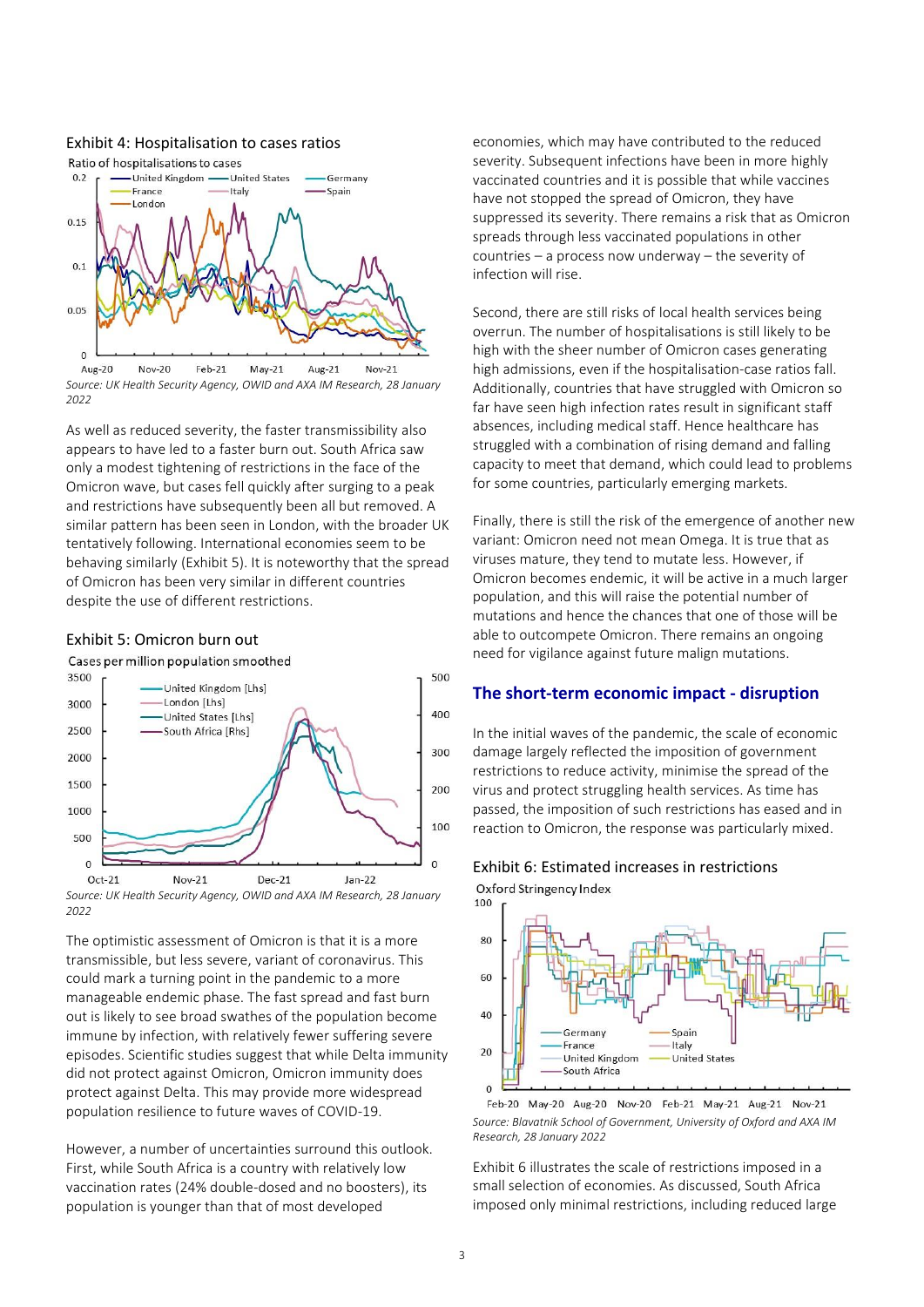### Exhibit 4: Hospitalisation to cases ratios

Source: UK Health Security Agency, OWID and AXA IM Research, 28 January 2022

As well as reduced severity, the faster transmissibility also appears to have led to a faster burn out. South Africa saw only a modest tightening of restrictions in the face of the Omicron wave, but cases fell quickly after surging to a peak and restrictions have subsequently been all but removed. A similar pattern has been seen in London, with the broader UK tentatively following. International economies seem to be behaving similarly (Exhibit 5). It is noteworthy that the spread of Omicron has been very similar in different countries despite the use of different restrictions.

### Exhibit 5: Omicron burn out

Source: UK Health Security Agency, OWID and AXA IM Research, 28 January 2022

The optimistic assessment of Omicron is that it is a more transmissible, but less severe, variant of coronavirus. This could mark a turning point in the pandemic to a more manageable endemic phase. The fast spread and fast burn out is likely to see broad swathes of the population become immune by infection, with relatively fewer suffering severe episodes. Scientific studies suggest that while Delta immunity did not protect against Omicron, Omicron immunity does protect against Delta. This may provide more widespread population resilience to future waves of COVID-19.

However, a number of uncertainties surround this outlook. First, while South Africa is a country with relatively low vaccination rates (24% double-dosed and no boosters), its population is younger than that of most developed economies, which may have contributed to the reduced severity. Subsequent infections have been in more highly vaccinated countries and it is possible that while vaccines have not stopped the spread of Omicron, they have suppressed its severity. There remains a risk that as Omicron spreads through less vaccinated populations in other countries – a process now underway – the severity of infection will rise.

Second, there are still risks of local health services being overrun. The number of hospitalisations is still likely to be high with the sheer number of Omicron cases generating high admissions, even if the hospitalisation-case ratios fall. Additionally, countries that have struggled with Omicron so far have seen high infection rates result in significant staff absences, including medical staff. Hence healthcare has struggled with a combination of rising demand and falling capacity to meet that demand, which could lead to problems for some countries, particularly emerging markets.

Finally, there is still the risk of the emergence of another new variant: Omicron need not mean Omega. It is true that as viruses mature, they tend to mutate less. However, if Omicron becomes endemic, it will be active in a much larger population, and this will raise the potential number of mutations and hence the chances that one of those will be able to outcompete Omicron. There remains an ongoing need for vigilance against future malign mutations.

## The short-term economic impact - disruption

In the initial waves of the pandemic, the scale of economic damage largely reflected the imposition of government restrictions to reduce activity, minimise the spread of the virus and protect struggling health services. As time has passed, the imposition of such restrictions has eased and in reaction to Omicron, the response was particularly mixed.

### Exhibit 6: Estimated increases in restrictions

Source: Blavatnik School of Government, University of Oxford and AXA IM Research, 28 January 2022

Exhibit 6 illustrates the scale of restrictions imposed in a small selection of economies. As discussed, South Africa imposed only minimal restrictions, including reduced large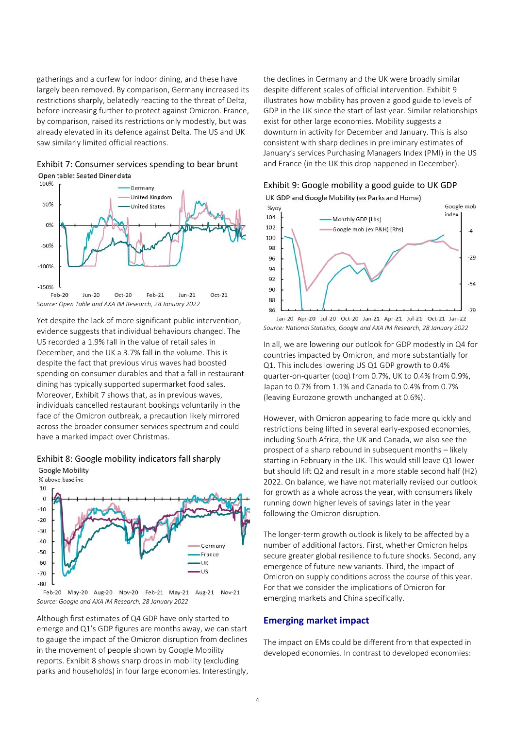gatherings and a curfew for indoor dining, and these have largely been removed. By comparison, Germany increased its restrictions sharply, belatedly reacting to the threat of Delta, before increasing further to protect against Omicron. France, by comparison, raised its restrictions only modestly, but was already elevated in its defence against Delta. The US and UK saw similarly limited official reactions.

Exhibit 7: Consumer services spending to bear brunt

Open table: Seated Diner data

*Source: Open Table and AXA IM Research, 28 January 2022*

Yet despite the lack of more significant public intervention, evidence suggests that individual behaviours changed. The US recorded a 1.9% fall in the value of retail sales in December, and the UK a 3.7% fall in the volume. This is despite the fact that previous virus waves had boosted spending on consumer durables and that a fall in restaurant dining has typically supported supermarket food sales. Moreover, Exhibit 7 shows that, as in previous waves, individuals cancelled restaurant bookings voluntarily in the face of the Omicron outbreak, a precaution likely mirrored across the broader consumer services spectrum and could have a marked impact over Christmas.

Exhibit 8: Google mobility indicators fall sharply

Google Mobility

*Source: Google and AXA IM Research, 28 January 2022*

Although first estimates of Q4 GDP have only started to emerge and Q1's GDP figures are months away, we can start to gauge the impact of the Omicron disruption from declines in the movement of people shown by Google Mobility reports. Exhibit 8 shows sharp drops in mobility (excluding parks and households) in four large economies. Interestingly, the declines in Germany and the UK were broadly similar despite different scales of official intervention. Exhibit 9 illustrates how mobility has proven a good guide to levels of GDP in the UK since the start of last year. Similar relationships exist for other large economies. Mobility suggests a downturn in activity for December and January. This is also consistent with sharp declines in preliminary estimates of January's services Purchasing Managers Index (PMI) in the US and France (in the UK this drop happened in December).

Exhibit 9: Google mobility a good guide to UK GDP

UK GDP and Google Mobility (ex Parks and Home)

*Source: National Statistics, Google and AXA IM Research, 28 January 2022*

In all, we are lowering our outlook for GDP modestly in Q4 for countries impacted by Omicron, and more substantially for Q1. This includes lowering US Q1 GDP growth to 0.4% quarter-on-quarter (qoq) from 0.7%, UK to 0.4% from 0.9%, Japan to 0.7% from 1.1% and Canada to 0.4% from 0.7% (leaving Eurozone growth unchanged at 0.6%).

However, with Omicron appearing to fade more quickly and restrictions being lifted in several early-exposed economies, including South Africa, the UK and Canada, we also see the prospect of a sharp rebound in subsequent months – likely starting in February in the UK. This would still leave Q1 lower but should lift Q2 and result in a more stable second half (H2) 2022. On balance, we have not materially revised our outlook for growth as a whole across the year, with consumers likely running down higher levels of savings later in the year following the Omicron disruption.

The longer-term growth outlook is likely to be affected by a number of additional factors. First, whether Omicron helps secure greater global resilience to future shocks. Second, any emergence of future new variants. Third, the impact of Omicron on supply conditions across the course of this year. For that we consider the implications of Omicron for emerging markets and China specifically.

## Emerging market impact

The impact on EMs could be different from that expected in developed economies. In contrast to developed economies: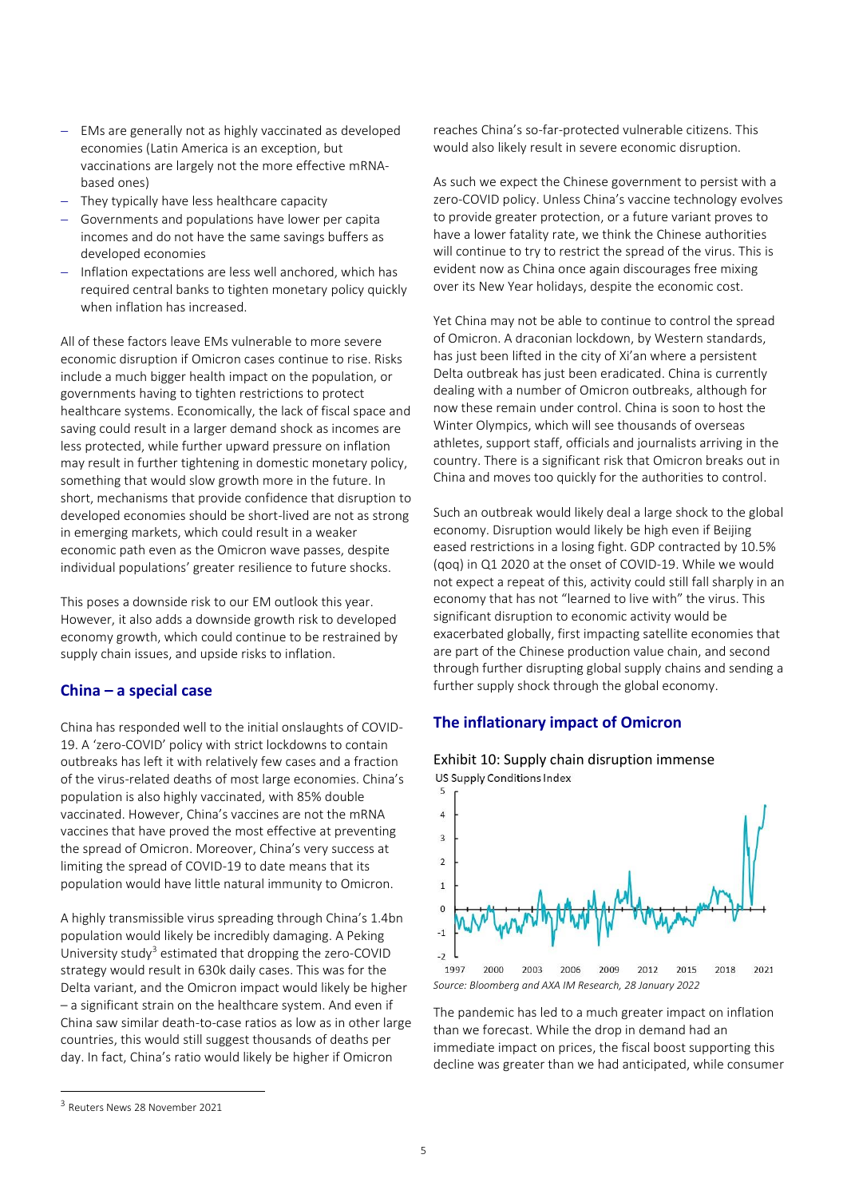- EMs are generally not as highly vaccinated as developed economies (Latin America is an exception, but vaccinations are largely not the more effective mRNA-based ones)
- They typically have less healthcare capacity
- Governments and populations have lower per capita incomes and do not have the same savings buffers as developed economies
- Inflation expectations are less well anchored, which has required central banks to tighten monetary policy quickly when inflation has increased.

All of these factors leave EMs vulnerable to more severe economic disruption if Omicron cases continue to rise. Risks include a much bigger health impact on the population, or governments having to tighten restrictions to protect healthcare systems. Economically, the lack of fiscal space and saving could result in a larger demand shock as incomes are less protected, while further upward pressure on inflation may result in further tightening in domestic monetary policy, something that would slow growth more in the future. In short, mechanisms that provide confidence that disruption to developed economies should be short-lived are not as strong in emerging markets, which could result in a weaker economic path even as the Omicron wave passes, despite individual populations' greater resilience to future shocks.

This poses a downside risk to our EM outlook this year. However, it also adds a downside growth risk to developed economy growth, which could continue to be restrained by supply chain issues, and upside risks to inflation.

## China – a special case

China has responded well to the initial onslaughts of COVID-19. A 'zero-COVID' policy with strict lockdowns to contain outbreaks has left it with relatively few cases and a fraction of the virus-related deaths of most large economies. China's population is also highly vaccinated, with 85% double vaccinated. However, China's vaccines are not the mRNA vaccines that have proved the most effective at preventing the spread of Omicron. Moreover, China's very success at limiting the spread of COVID-19 to date means that its population would have little natural immunity to Omicron.

A highly transmissible virus spreading through China's 1.4bn population would likely be incredibly damaging. A Peking University study[3] estimated that dropping the zero-COVID strategy would result in 630k daily cases. This was for the Delta variant, and the Omicron impact would likely be higher – a significant strain on the healthcare system. And even if China saw similar death-to-case ratios as low as in other large countries, this would still suggest thousands of deaths per day. In fact, China's ratio would likely be higher if Omicron reaches China's so-far-protected vulnerable citizens. This would also likely result in severe economic disruption.

As such we expect the Chinese government to persist with a zero-COVID policy. Unless China's vaccine technology evolves to provide greater protection, or a future variant proves to have a lower fatality rate, we think the Chinese authorities will continue to try to restrict the spread of the virus. This is evident now as China once again discourages free mixing over its New Year holidays, despite the economic cost.

Yet China may not be able to continue to control the spread of Omicron. A draconian lockdown, by Western standards, has just been lifted in the city of Xi'an where a persistent Delta outbreak has just been eradicated. China is currently dealing with a number of Omicron outbreaks, although for now these remain under control. China is soon to host the Winter Olympics, which will see thousands of overseas athletes, support staff, officials and journalists arriving in the country. There is a significant risk that Omicron breaks out in China and moves too quickly for the authorities to control.

Such an outbreak would likely deal a large shock to the global economy. Disruption would likely be high even if Beijing eased restrictions in a losing fight. GDP contracted by 10.5% (qoq) in Q1 2020 at the onset of COVID-19. While we would not expect a repeat of this, activity could still fall sharply in an economy that has not "learned to live with" the virus. This significant disruption to economic activity would be exacerbated globally, first impacting satellite economies that are part of the Chinese production value chain, and second through further disrupting global supply chains and sending a further supply shock through the global economy.

## The inflationary impact of Omicron

Exhibit 10: Supply chain disruption immense

US Supply Conditions Index

*Source: Bloomberg and AXA IM Research, 28 January 2022*

The pandemic has led to a much greater impact on inflation than we forecast. While the drop in demand had an immediate impact on prices, the fiscal boost supporting this decline was greater than we had anticipated, while consumer

[3] Reuters News 28 November 2021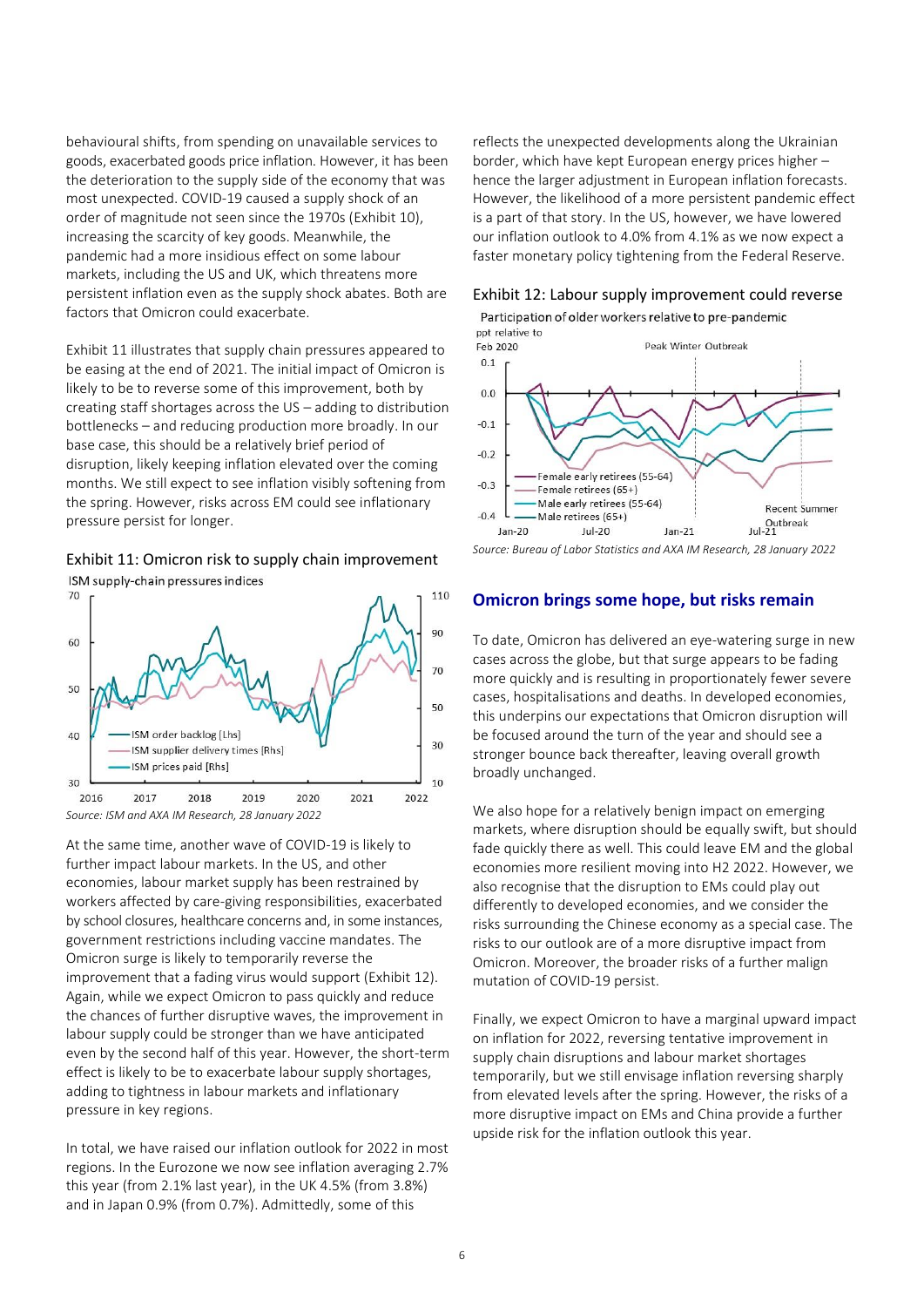behavioural shifts, from spending on unavailable services to goods, exacerbated goods price inflation. However, it has been the deterioration to the supply side of the economy that was most unexpected. COVID-19 caused a supply shock of an order of magnitude not seen since the 1970s (Exhibit 10), increasing the scarcity of key goods. Meanwhile, the pandemic had a more insidious effect on some labour markets, including the US and UK, which threatens more persistent inflation even as the supply shock abates. Both are factors that Omicron could exacerbate.

Exhibit 11 illustrates that supply chain pressures appeared to be easing at the end of 2021. The initial impact of Omicron is likely to be to reverse some of this improvement, both by creating staff shortages across the US – adding to distribution bottlenecks – and reducing production more broadly. In our base case, this should be a relatively brief period of disruption, likely keeping inflation elevated over the coming months. We still expect to see inflation visibly softening from the spring. However, risks across EM could see inflationary pressure persist for longer.

Exhibit 11: Omicron risk to supply chain improvement

ISM supply-chain pressures indices

*Source: ISM and AXA IM Research, 28 January 2022*

At the same time, another wave of COVID-19 is likely to further impact labour markets. In the US, and other economies, labour market supply has been restrained by workers affected by care-giving responsibilities, exacerbated by school closures, healthcare concerns and, in some instances, government restrictions including vaccine mandates. The Omicron surge is likely to temporarily reverse the improvement that a fading virus would support (Exhibit 12). Again, while we expect Omicron to pass quickly and reduce the chances of further disruptive waves, the improvement in labour supply could be stronger than we have anticipated even by the second half of this year. However, the short-term effect is likely to be to exacerbate labour supply shortages, adding to tightness in labour markets and inflationary pressure in key regions.

In total, we have raised our inflation outlook for 2022 in most regions. In the Eurozone we now see inflation averaging 2.7% this year (from 2.1% last year), in the UK 4.5% (from 3.8%) and in Japan 0.9% (from 0.7%). Admittedly, some of this reflects the unexpected developments along the Ukrainian border, which have kept European energy prices higher – hence the larger adjustment in European inflation forecasts. However, the likelihood of a more persistent pandemic effect is a part of that story. In the US, however, we have lowered our inflation outlook to 4.0% from 4.1% as we now expect a faster monetary policy tightening from the Federal Reserve.

Exhibit 12: Labour supply improvement could reverse

Participation of older workers relative to pre-pandemic

*Source: Bureau of Labor Statistics and AXA IM Research, 28 January 2022*

## Omicron brings some hope, but risks remain

To date, Omicron has delivered an eye-watering surge in new cases across the globe, but that surge appears to be fading more quickly and is resulting in proportionately fewer severe cases, hospitalisations and deaths. In developed economies, this underpins our expectations that Omicron disruption will be focused around the turn of the year and should see a stronger bounce back thereafter, leaving overall growth broadly unchanged.

We also hope for a relatively benign impact on emerging markets, where disruption should be equally swift, but should fade quickly there as well. This could leave EM and the global economies more resilient moving into H2 2022. However, we also recognise that the disruption to EMs could play out differently to developed economies, and we consider the risks surrounding the Chinese economy as a special case. The risks to our outlook are of a more disruptive impact from Omicron. Moreover, the broader risks of a further malign mutation of COVID-19 persist.

Finally, we expect Omicron to have a marginal upward impact on inflation for 2022, reversing tentative improvement in supply chain disruptions and labour market shortages temporarily, but we still envisage inflation reversing sharply from elevated levels after the spring. However, the risks of a more disruptive impact on EMs and China provide a further upside risk for the inflation outlook this year.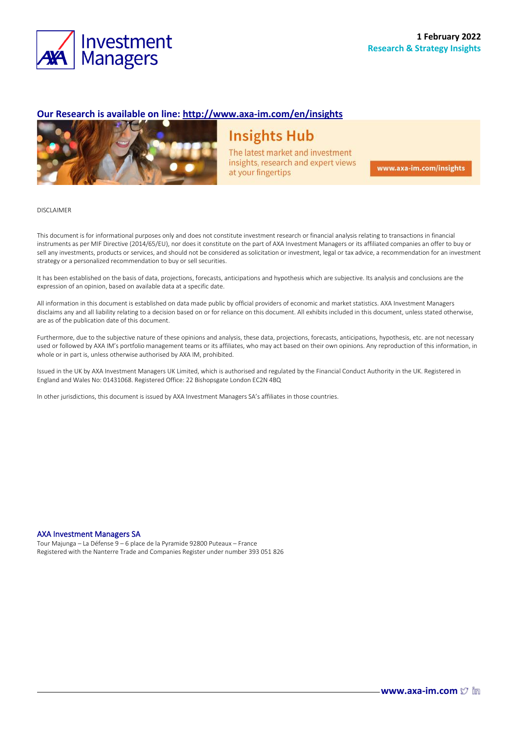**1 February 2022**
**Research & Strategy Insights**

## Our Research is available on line: [http://www.axa-im.com/en/insights](http://www.axa-im.com/en/insights)

### Insights Hub

The latest market and investment insights, research and expert views at your fingertips

www.axa-im.com/insights

DISCLAIMER

This document is for informational purposes only and does not constitute investment research or financial analysis relating to transactions in financial instruments as per MIF Directive (2014/65/EU), nor does it constitute on the part of AXA Investment Managers or its affiliated companies an offer to buy or sell any investments, products or services, and should not be considered as solicitation or investment, legal or tax advice, a recommendation for an investment strategy or a personalized recommendation to buy or sell securities.

It has been established on the basis of data, projections, forecasts, anticipations and hypothesis which are subjective. Its analysis and conclusions are the expression of an opinion, based on available data at a specific date.

All information in this document is established on data made public by official providers of economic and market statistics. AXA Investment Managers disclaims any and all liability relating to a decision based on or for reliance on this document. All exhibits included in this document, unless stated otherwise, are as of the publication date of this document.

Furthermore, due to the subjective nature of these opinions and analysis, these data, projections, forecasts, anticipations, hypothesis, etc. are not necessary used or followed by AXA IM's portfolio management teams or its affiliates, who may act based on their own opinions. Any reproduction of this information, in whole or in part is, unless otherwise authorised by AXA IM, prohibited.

Issued in the UK by AXA Investment Managers UK Limited, which is authorised and regulated by the Financial Conduct Authority in the UK. Registered in England and Wales No: 01431068. Registered Office: 22 Bishopsgate London EC2N 4BQ

In other jurisdictions, this document is issued by AXA Investment Managers SA's affiliates in those countries.

**AXA Investment Managers SA**
Tour Majunga – La Défense 9 – 6 place de la Pyramide 92800 Puteaux – France
Registered with the Nanterre Trade and Companies Register under number 393 051 826